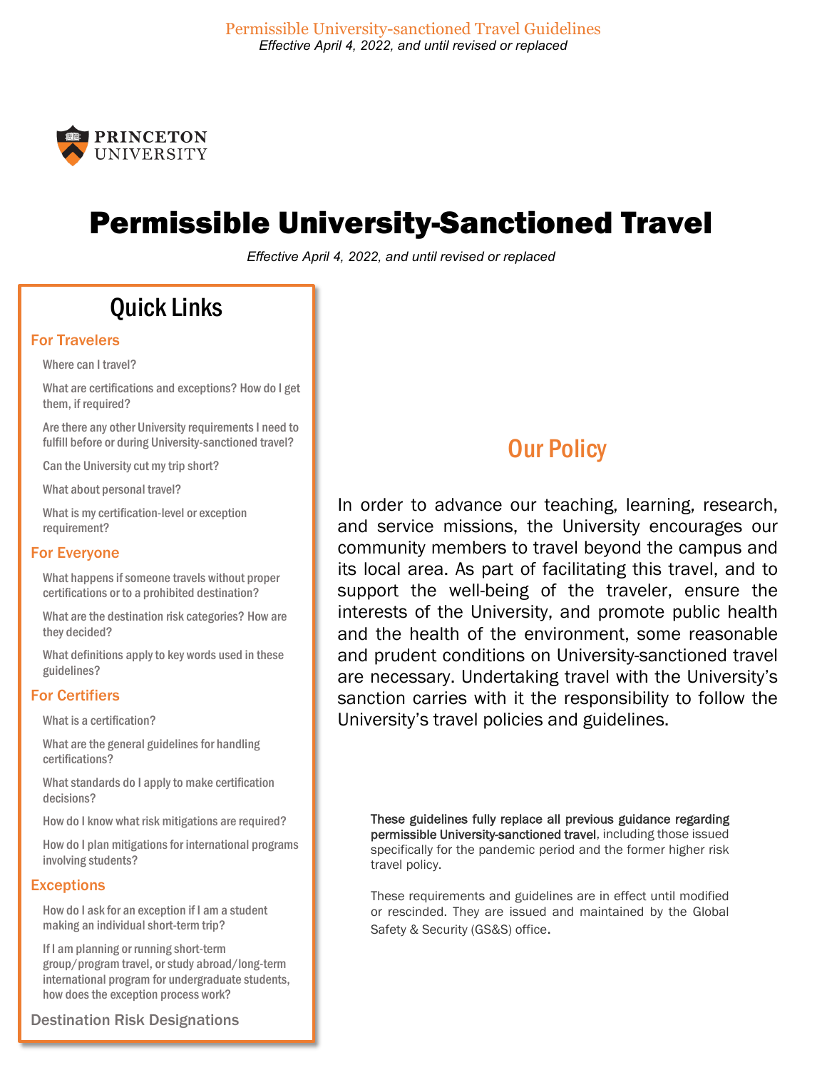PRINCETON UNIVERSITY

# Permissible University-Sanctioned Travel

*Effective April 4, 2022, and until revised or replaced*

## Quick Links

### For Travelers

- Where can I travel?
- What are certifications and exceptions? How do I get them, if required?
- Are there any other University requirements I need to fulfill before or during University-sanctioned travel?
- Can the University cut my trip short?
- What about personal travel?
- What is my certification-level or exception requirement?

### For Everyone

- What happens if someone travels without proper certifications or to a prohibited destination?
- What are the destination risk categories? How are they decided?
- What definitions apply to key words used in these guidelines?

### For Certifiers

- What is a certification?
- What are the general guidelines for handling certifications?
- What standards do I apply to make certification decisions?
- How do I know what risk mitigations are required?
- How do I plan mitigations for international programs involving students?

### Exceptions

- How do I ask for an exception if I am a student making an individual short-term trip?
- If I am planning or running short-term group/program travel, or study abroad/long-term international program for undergraduate students, how does the exception process work?

### Destination Risk Designations

## Our Policy

In order to advance our teaching, learning, research, and service missions, the University encourages our community members to travel beyond the campus and its local area. As part of facilitating this travel, and to support the well-being of the traveler, ensure the interests of the University, and promote public health and the health of the environment, some reasonable and prudent conditions on University-sanctioned travel are necessary. Undertaking travel with the University's sanction carries with it the responsibility to follow the University's travel policies and guidelines.

**These guidelines fully replace all previous guidance regarding permissible University-sanctioned travel**, including those issued specifically for the pandemic period and the former higher risk travel policy.

These requirements and guidelines are in effect until modified or rescinded. They are issued and maintained by the Global Safety & Security (GS&S) office.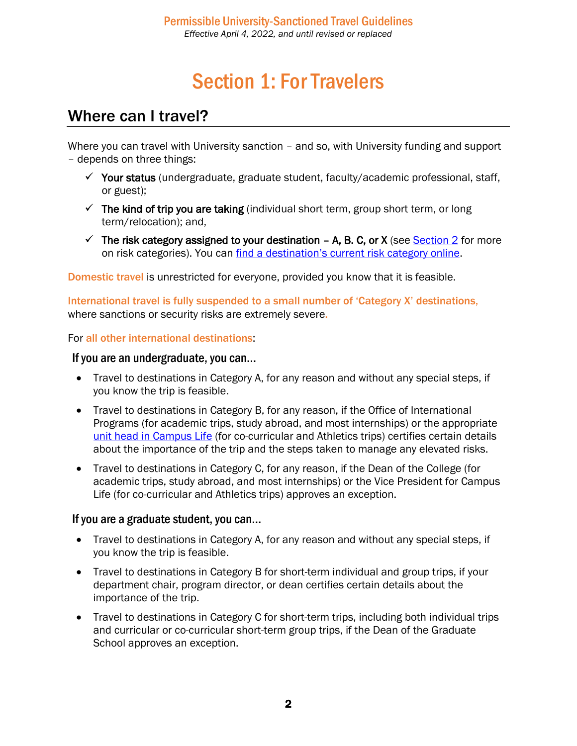# Section 1: For Travelers

## Where can I travel?

Where you can travel with University sanction – and so, with University funding and support – depends on three things:

- ✓ **Your status** (undergraduate, graduate student, faculty/academic professional, staff, or guest);
- ✓ **The kind of trip you are taking** (individual short term, group short term, or long term/relocation); and,
- ✓ **The risk category assigned to your destination – A, B. C, or X** (see [Section 2]() for more on risk categories). You can [find a destination's current risk category online]().

**Domestic travel** is unrestricted for everyone, provided you know that it is feasible.

**International travel is fully suspended to a small number of 'Category X' destinations,** where sanctions or security risks are extremely severe.

For **all other international destinations**:

### If you are an undergraduate, you can...

- Travel to destinations in Category A, for any reason and without any special steps, if you know the trip is feasible.
- Travel to destinations in Category B, for any reason, if the Office of International Programs (for academic trips, study abroad, and most internships) or the appropriate [unit head in Campus Life]() (for co-curricular and Athletics trips) certifies certain details about the importance of the trip and the steps taken to manage any elevated risks.
- Travel to destinations in Category C, for any reason, if the Dean of the College (for academic trips, study abroad, and most internships) or the Vice President for Campus Life (for co-curricular and Athletics trips) approves an exception.

### If you are a graduate student, you can...

- Travel to destinations in Category A, for any reason and without any special steps, if you know the trip is feasible.
- Travel to destinations in Category B for short-term individual and group trips, if your department chair, program director, or dean certifies certain details about the importance of the trip.
- Travel to destinations in Category C for short-term trips, including both individual trips and curricular or co-curricular short-term group trips, if the Dean of the Graduate School approves an exception.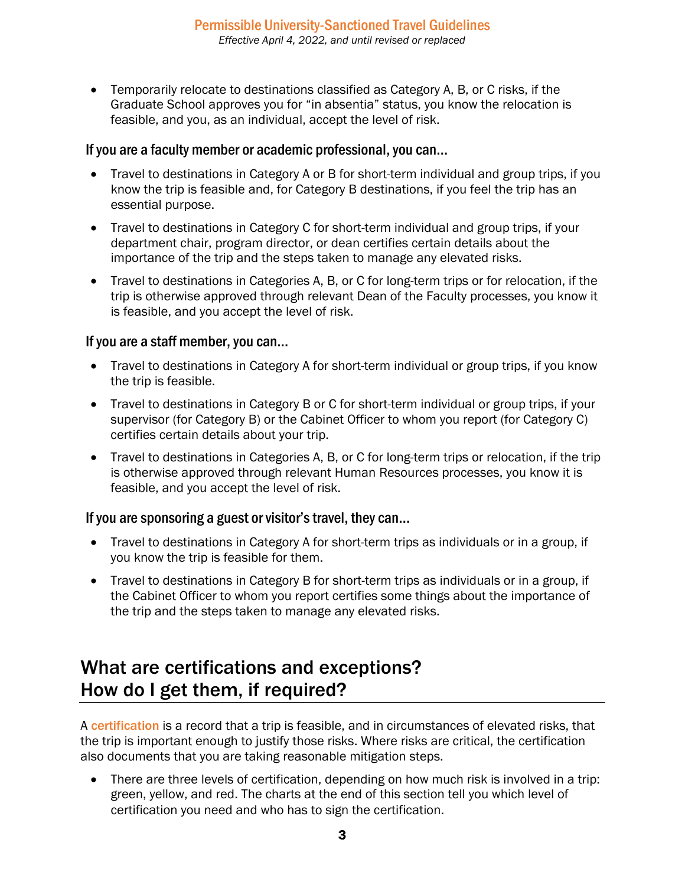- Temporarily relocate to destinations classified as Category A, B, or C risks, if the Graduate School approves you for "in absentia" status, you know the relocation is feasible, and you, as an individual, accept the level of risk.

### If you are a faculty member or academic professional, you can...

- Travel to destinations in Category A or B for short-term individual and group trips, if you know the trip is feasible and, for Category B destinations, if you feel the trip has an essential purpose.
- Travel to destinations in Category C for short-term individual and group trips, if your department chair, program director, or dean certifies certain details about the importance of the trip and the steps taken to manage any elevated risks.
- Travel to destinations in Categories A, B, or C for long-term trips or for relocation, if the trip is otherwise approved through relevant Dean of the Faculty processes, you know it is feasible, and you accept the level of risk.

### If you are a staff member, you can...

- Travel to destinations in Category A for short-term individual or group trips, if you know the trip is feasible.
- Travel to destinations in Category B or C for short-term individual or group trips, if your supervisor (for Category B) or the Cabinet Officer to whom you report (for Category C) certifies certain details about your trip.
- Travel to destinations in Categories A, B, or C for long-term trips or relocation, if the trip is otherwise approved through relevant Human Resources processes, you know it is feasible, and you accept the level of risk.

### If you are sponsoring a guest or visitor's travel, they can...

- Travel to destinations in Category A for short-term trips as individuals or in a group, if you know the trip is feasible for them.
- Travel to destinations in Category B for short-term trips as individuals or in a group, if the Cabinet Officer to whom you report certifies some things about the importance of the trip and the steps taken to manage any elevated risks.

## What are certifications and exceptions? How do I get them, if required?

A **certification** is a record that a trip is feasible, and in circumstances of elevated risks, that the trip is important enough to justify those risks. Where risks are critical, the certification also documents that you are taking reasonable mitigation steps.

- There are three levels of certification, depending on how much risk is involved in a trip: green, yellow, and red. The charts at the end of this section tell you which level of certification you need and who has to sign the certification.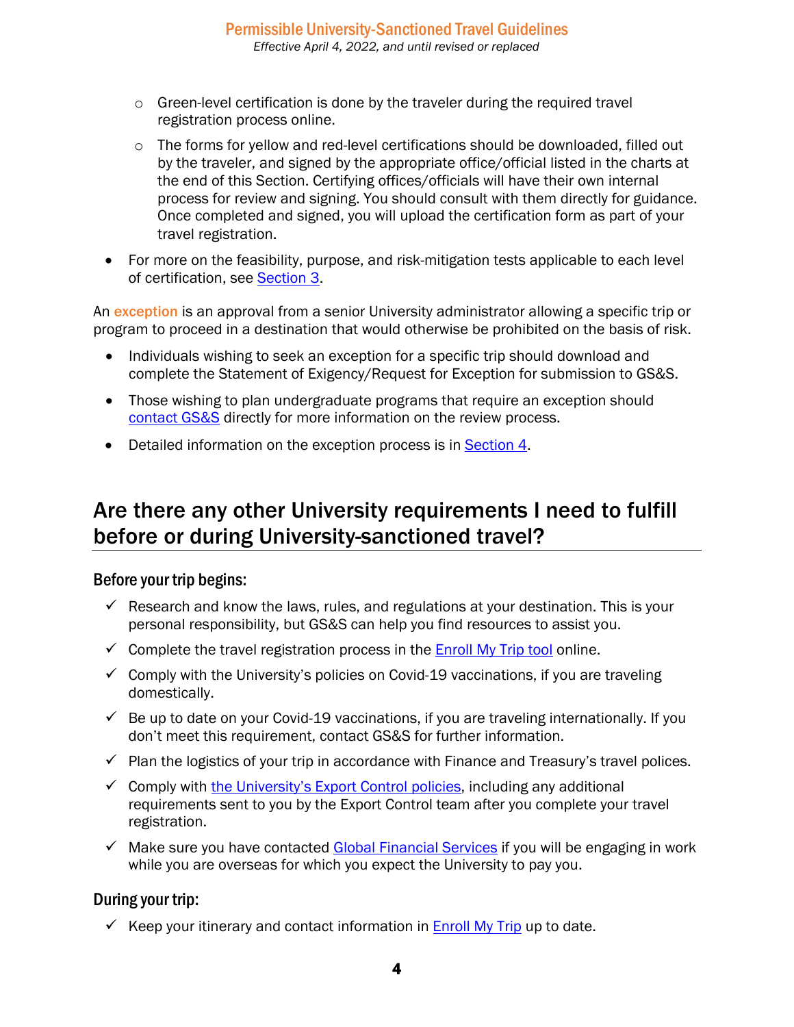- Green-level certification is done by the traveler during the required travel registration process online.
    - The forms for yellow and red-level certifications should be downloaded, filled out by the traveler, and signed by the appropriate office/official listed in the charts at the end of this Section. Certifying offices/officials will have their own internal process for review and signing. You should consult with them directly for guidance. Once completed and signed, you will upload the certification form as part of your travel registration.
- For more on the feasibility, purpose, and risk-mitigation tests applicable to each level of certification, see Section 3.

An **exception** is an approval from a senior University administrator allowing a specific trip or program to proceed in a destination that would otherwise be prohibited on the basis of risk.

- Individuals wishing to seek an exception for a specific trip should download and complete the Statement of Exigency/Request for Exception for submission to GS&S.
- Those wishing to plan undergraduate programs that require an exception should contact GS&S directly for more information on the review process.
- Detailed information on the exception process is in Section 4.

## Are there any other University requirements I need to fulfill before or during University-sanctioned travel?

### Before your trip begins:

- ✓ Research and know the laws, rules, and regulations at your destination. This is your personal responsibility, but GS&S can help you find resources to assist you.
- ✓ Complete the travel registration process in the Enroll My Trip tool online.
- ✓ Comply with the University's policies on Covid-19 vaccinations, if you are traveling domestically.
- ✓ Be up to date on your Covid-19 vaccinations, if you are traveling internationally. If you don't meet this requirement, contact GS&S for further information.
- ✓ Plan the logistics of your trip in accordance with Finance and Treasury's travel polices.
- ✓ Comply with the University's Export Control policies, including any additional requirements sent to you by the Export Control team after you complete your travel registration.
- ✓ Make sure you have contacted Global Financial Services if you will be engaging in work while you are overseas for which you expect the University to pay you.

### During your trip:

- ✓ Keep your itinerary and contact information in Enroll My Trip up to date.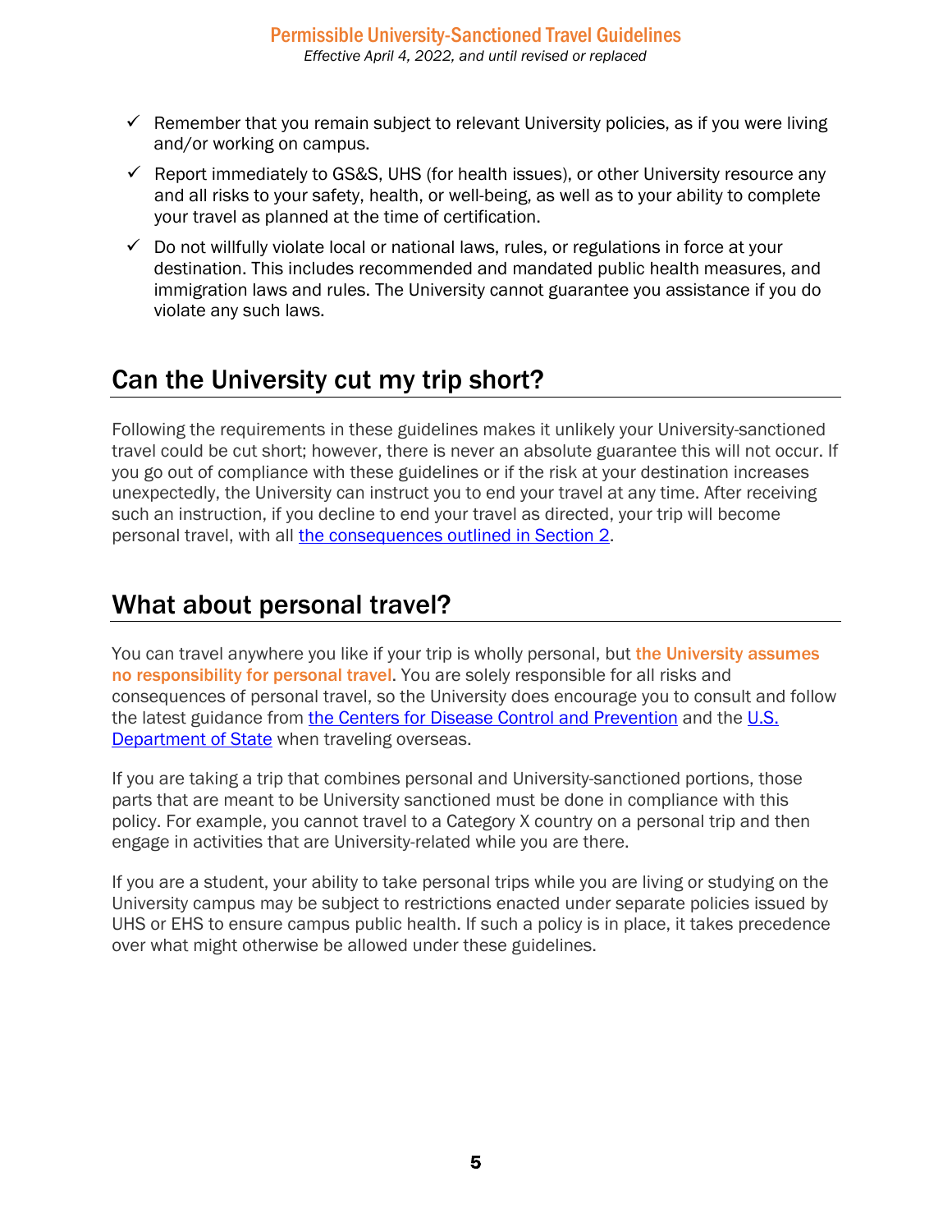- ✓ Remember that you remain subject to relevant University policies, as if you were living and/or working on campus.
- ✓ Report immediately to GS&S, UHS (for health issues), or other University resource any and all risks to your safety, health, or well-being, as well as to your ability to complete your travel as planned at the time of certification.
- ✓ Do not willfully violate local or national laws, rules, or regulations in force at your destination. This includes recommended and mandated public health measures, and immigration laws and rules. The University cannot guarantee you assistance if you do violate any such laws.

## Can the University cut my trip short?

Following the requirements in these guidelines makes it unlikely your University-sanctioned travel could be cut short; however, there is never an absolute guarantee this will not occur. If you go out of compliance with these guidelines or if the risk at your destination increases unexpectedly, the University can instruct you to end your travel at any time. After receiving such an instruction, if you decline to end your travel as directed, your trip will become personal travel, with all the consequences outlined in Section 2.

## What about personal travel?

You can travel anywhere you like if your trip is wholly personal, but **the University assumes no responsibility for personal travel**. You are solely responsible for all risks and consequences of personal travel, so the University does encourage you to consult and follow the latest guidance from the Centers for Disease Control and Prevention and the U.S. Department of State when traveling overseas.

If you are taking a trip that combines personal and University-sanctioned portions, those parts that are meant to be University sanctioned must be done in compliance with this policy. For example, you cannot travel to a Category X country on a personal trip and then engage in activities that are University-related while you are there.

If you are a student, your ability to take personal trips while you are living or studying on the University campus may be subject to restrictions enacted under separate policies issued by UHS or EHS to ensure campus public health. If such a policy is in place, it takes precedence over what might otherwise be allowed under these guidelines.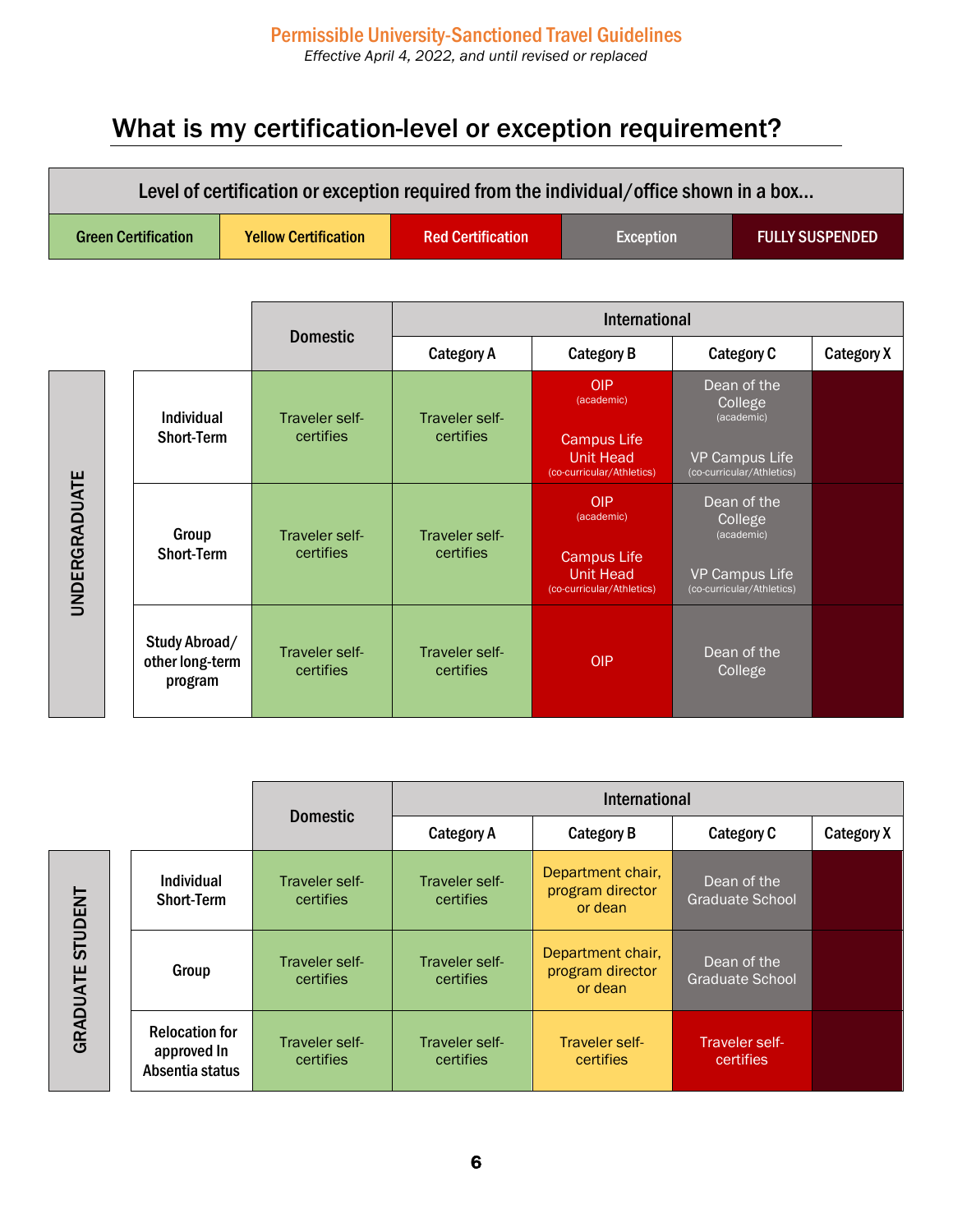Permissible University-Sanctioned Travel Guidelines

*Effective April 4, 2022, and until revised or replaced*

# What is my certification-level or exception requirement?

| Level of certification or exception required from the individual/office shown in a box... | | | | |
|---|---|---|---|---|
| Green Certification | Yellow Certification | Red Certification | Exception | FULLY SUSPENDED |

**UNDERGRADUATE**

| | Domestic | International | | | |
|---|---|---|---|---|---|
| | | Category A | Category B | Category C | Category X |
| Individual Short-Term | Traveler self-certifies | Traveler self-certifies | OIP (academic)<br>Campus Life Unit Head (co-curricular/Athletics) | Dean of the College (academic)<br>VP Campus Life (co-curricular/Athletics) | |
| Group Short-Term | Traveler self-certifies | Traveler self-certifies | OIP (academic)<br>Campus Life Unit Head (co-curricular/Athletics) | Dean of the College (academic)<br>VP Campus Life (co-curricular/Athletics) | |
| Study Abroad/ other long-term program | Traveler self-certifies | Traveler self-certifies | OIP | Dean of the College | |

**GRADUATE STUDENT**

| | Domestic | International | | | |
|---|---|---|---|---|---|
| | | Category A | Category B | Category C | Category X |
| Individual Short-Term | Traveler self-certifies | Traveler self-certifies | Department chair, program director or dean | Dean of the Graduate School | |
| Group | Traveler self-certifies | Traveler self-certifies | Department chair, program director or dean | Dean of the Graduate School | |
| Relocation for approved In Absentia status | Traveler self-certifies | Traveler self-certifies | Traveler self-certifies | Traveler self-certifies | |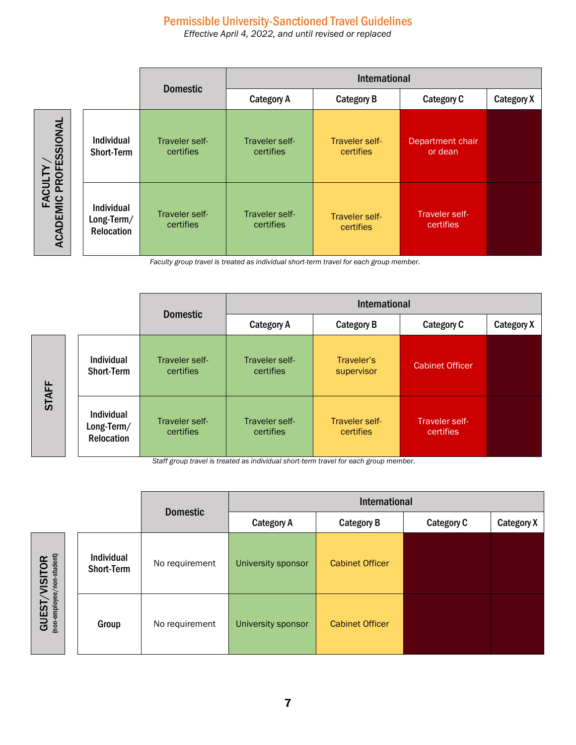# Permissible University-Sanctioned Travel Guidelines

*Effective April 4, 2022, and until revised or replaced*

**FACULTY / ACADEMIC PROFESSIONAL**

| | Domestic | International | | | |
|---|---|---|---|---|---|
| | | Category A | Category B | Category C | Category X |
| Individual Short-Term | Traveler self-certifies | Traveler self-certifies | Traveler self-certifies | Department chair or dean | |
| Individual Long-Term/ Relocation | Traveler self-certifies | Traveler self-certifies | Traveler self-certifies | Traveler self-certifies | |

*Faculty group travel is treated as individual short-term travel for each group member.*

**STAFF**

| | Domestic | International | | | |
|---|---|---|---|---|---|
| | | Category A | Category B | Category C | Category X |
| Individual Short-Term | Traveler self-certifies | Traveler self-certifies | Traveler's supervisor | Cabinet Officer | |
| Individual Long-Term/ Relocation | Traveler self-certifies | Traveler self-certifies | Traveler self-certifies | Traveler self-certifies | |

*Staff group travel is treated as individual short-term travel for each group member.*

**GUEST/VISITOR** (non-employee/non-student)

| | Domestic | International | | | |
|---|---|---|---|---|---|
| | | Category A | Category B | Category C | Category X |
| Individual Short-Term | No requirement | University sponsor | Cabinet Officer | | |
| Group | No requirement | University sponsor | Cabinet Officer | | |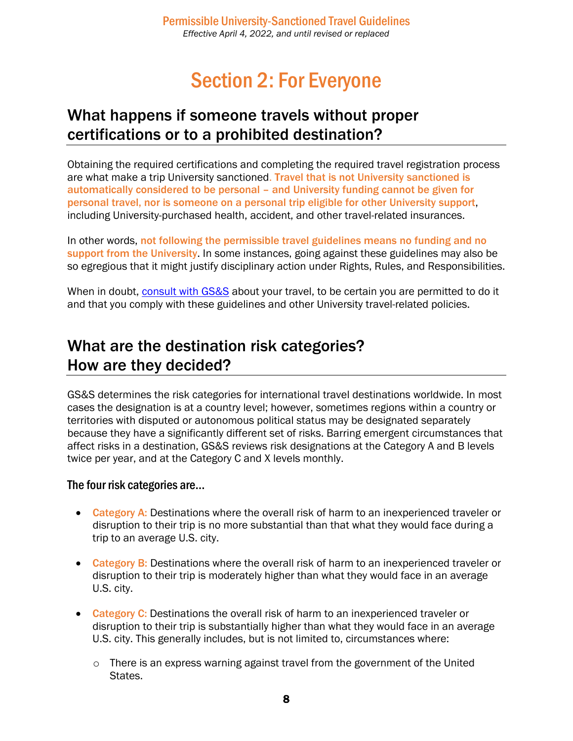# Section 2: For Everyone

## What happens if someone travels without proper certifications or to a prohibited destination?

Obtaining the required certifications and completing the required travel registration process are what make a trip University sanctioned. **Travel that is not University sanctioned is automatically considered to be personal – and University funding cannot be given for personal travel, nor is someone on a personal trip eligible for other University support**, including University-purchased health, accident, and other travel-related insurances.

In other words, **not following the permissible travel guidelines means no funding and no support from the University**. In some instances, going against these guidelines may also be so egregious that it might justify disciplinary action under Rights, Rules, and Responsibilities.

When in doubt, consult with GS&S about your travel, to be certain you are permitted to do it and that you comply with these guidelines and other University travel-related policies.

## What are the destination risk categories? How are they decided?

GS&S determines the risk categories for international travel destinations worldwide. In most cases the designation is at a country level; however, sometimes regions within a country or territories with disputed or autonomous political status may be designated separately because they have a significantly different set of risks. Barring emergent circumstances that affect risks in a destination, GS&S reviews risk designations at the Category A and B levels twice per year, and at the Category C and X levels monthly.

### The four risk categories are…

- **Category A:** Destinations where the overall risk of harm to an inexperienced traveler or disruption to their trip is no more substantial than that what they would face during a trip to an average U.S. city.
- **Category B:** Destinations where the overall risk of harm to an inexperienced traveler or disruption to their trip is moderately higher than what they would face in an average U.S. city.
- **Category C:** Destinations the overall risk of harm to an inexperienced traveler or disruption to their trip is substantially higher than what they would face in an average U.S. city. This generally includes, but is not limited to, circumstances where:
  - There is an express warning against travel from the government of the United States.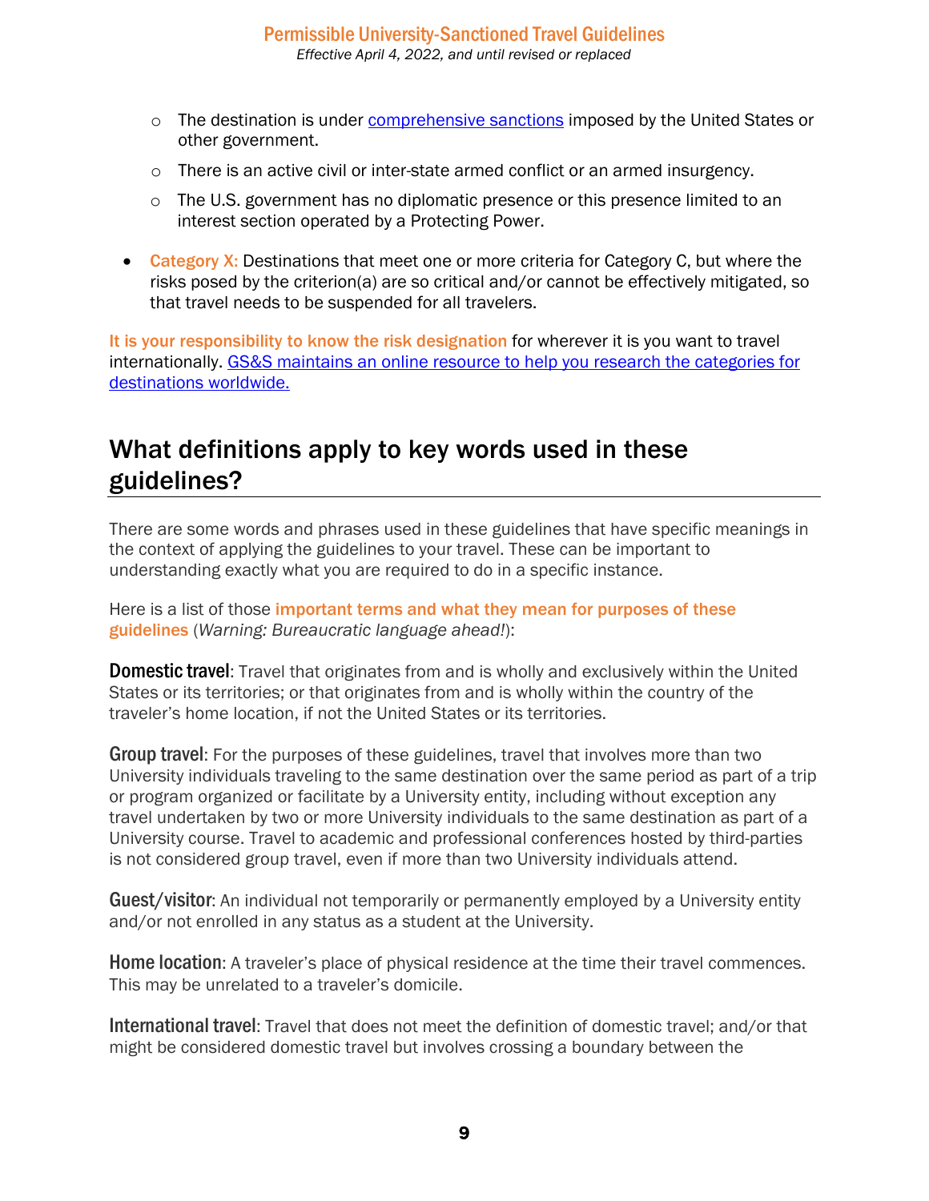- The destination is under [comprehensive sanctions](#) imposed by the United States or other government.
  - There is an active civil or inter-state armed conflict or an armed insurgency.
  - The U.S. government has no diplomatic presence or this presence limited to an interest section operated by a Protecting Power.

- **Category X:** Destinations that meet one or more criteria for Category C, but where the risks posed by the criterion(a) are so critical and/or cannot be effectively mitigated, so that travel needs to be suspended for all travelers.

**It is your responsibility to know the risk designation** for wherever it is you want to travel internationally. [GS&S maintains an online resource to help you research the categories for destinations worldwide.](#)

## What definitions apply to key words used in these guidelines?

There are some words and phrases used in these guidelines that have specific meanings in the context of applying the guidelines to your travel. These can be important to understanding exactly what you are required to do in a specific instance.

Here is a list of those **important terms and what they mean for purposes of these guidelines** (*Warning: Bureaucratic language ahead!*):

**Domestic travel**: Travel that originates from and is wholly and exclusively within the United States or its territories; or that originates from and is wholly within the country of the traveler's home location, if not the United States or its territories.

**Group travel**: For the purposes of these guidelines, travel that involves more than two University individuals traveling to the same destination over the same period as part of a trip or program organized or facilitate by a University entity, including without exception any travel undertaken by two or more University individuals to the same destination as part of a University course. Travel to academic and professional conferences hosted by third-parties is not considered group travel, even if more than two University individuals attend.

**Guest/visitor**: An individual not temporarily or permanently employed by a University entity and/or not enrolled in any status as a student at the University.

**Home location**: A traveler's place of physical residence at the time their travel commences. This may be unrelated to a traveler's domicile.

**International travel**: Travel that does not meet the definition of domestic travel; and/or that might be considered domestic travel but involves crossing a boundary between the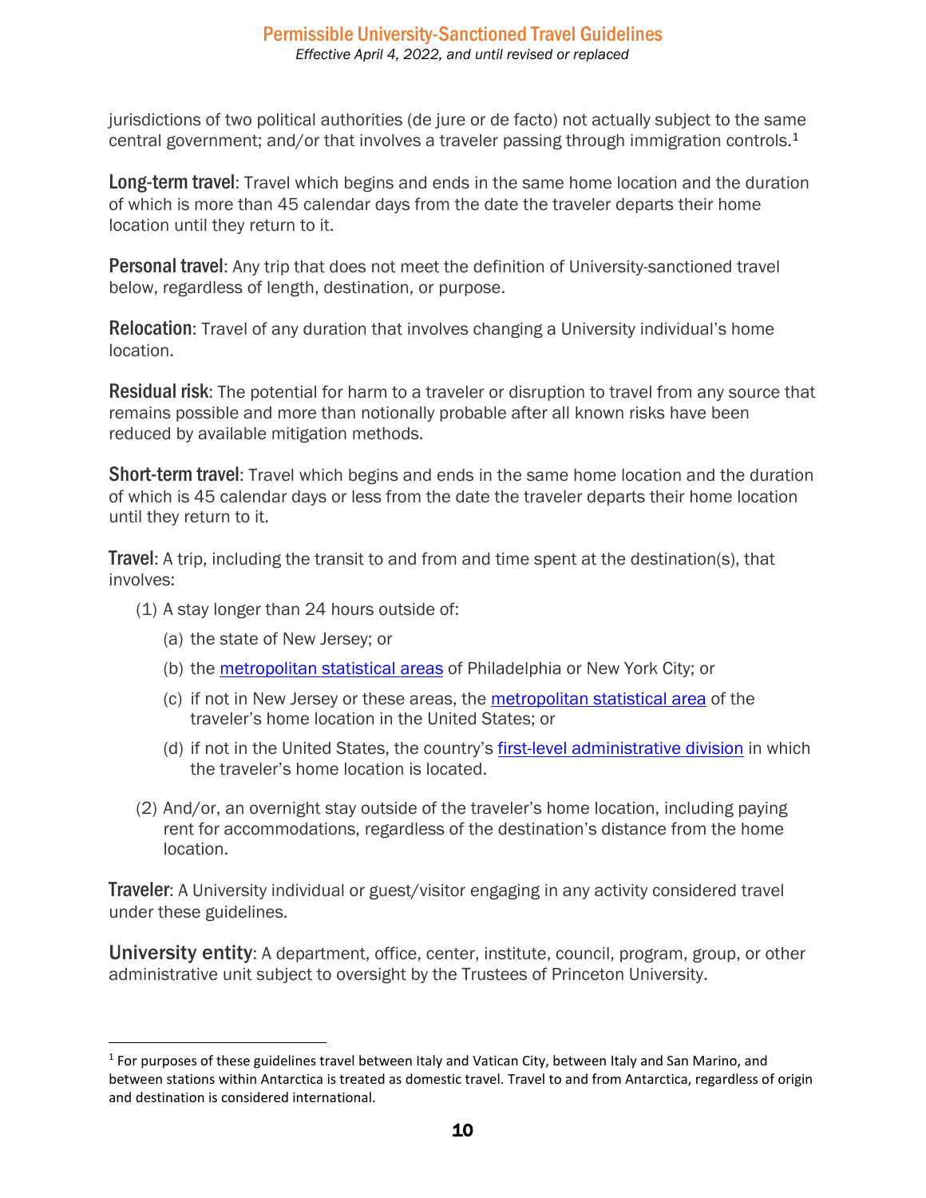jurisdictions of two political authorities (de jure or de facto) not actually subject to the same central government; and/or that involves a traveler passing through immigration controls.[1]

**Long-term travel**: Travel which begins and ends in the same home location and the duration of which is more than 45 calendar days from the date the traveler departs their home location until they return to it.

**Personal travel**: Any trip that does not meet the definition of University-sanctioned travel below, regardless of length, destination, or purpose.

**Relocation**: Travel of any duration that involves changing a University individual's home location.

**Residual risk**: The potential for harm to a traveler or disruption to travel from any source that remains possible and more than notionally probable after all known risks have been reduced by available mitigation methods.

**Short-term travel**: Travel which begins and ends in the same home location and the duration of which is 45 calendar days or less from the date the traveler departs their home location until they return to it.

**Travel**: A trip, including the transit to and from and time spent at the destination(s), that involves:

(1) A stay longer than 24 hours outside of:

 (a) the state of New Jersey; or

 (b) the metropolitan statistical areas of Philadelphia or New York City; or

 (c) if not in New Jersey or these areas, the metropolitan statistical area of the traveler's home location in the United States; or

 (d) if not in the United States, the country's first-level administrative division in which the traveler's home location is located.

(2) And/or, an overnight stay outside of the traveler's home location, including paying rent for accommodations, regardless of the destination's distance from the home location.

**Traveler**: A University individual or guest/visitor engaging in any activity considered travel under these guidelines.

**University entity**: A department, office, center, institute, council, program, group, or other administrative unit subject to oversight by the Trustees of Princeton University.

---

[1] For purposes of these guidelines travel between Italy and Vatican City, between Italy and San Marino, and between stations within Antarctica is treated as domestic travel. Travel to and from Antarctica, regardless of origin and destination is considered international.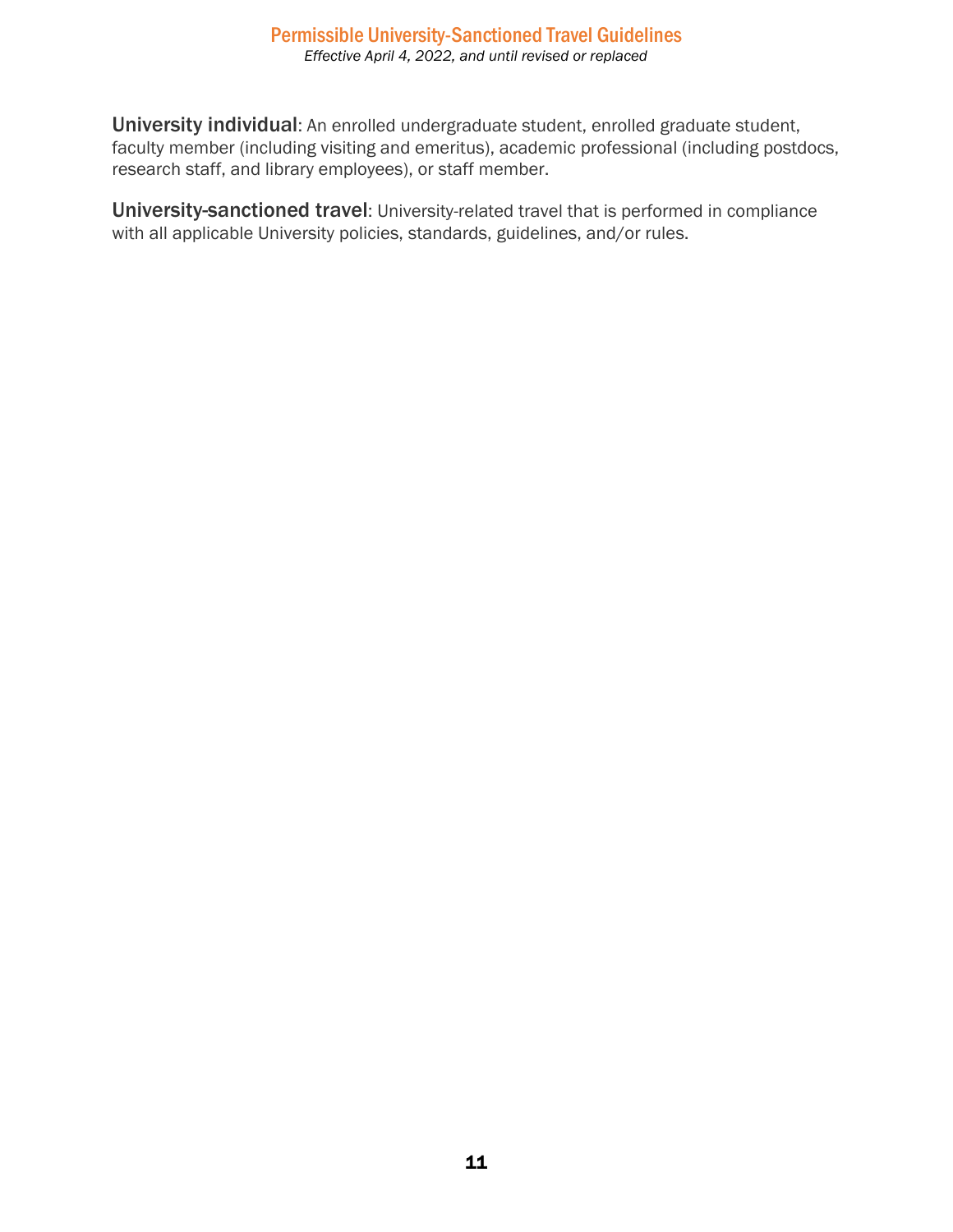**University individual**: An enrolled undergraduate student, enrolled graduate student, faculty member (including visiting and emeritus), academic professional (including postdocs, research staff, and library employees), or staff member.

**University-sanctioned travel**: University-related travel that is performed in compliance with all applicable University policies, standards, guidelines, and/or rules.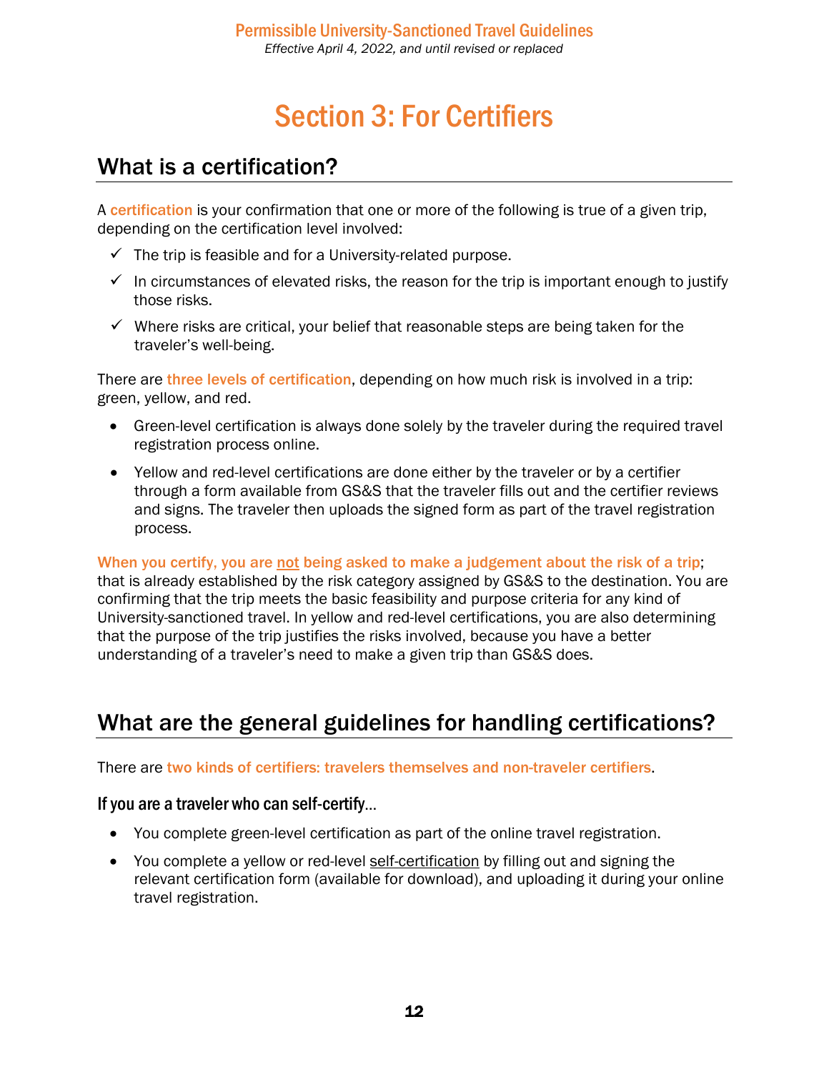# Section 3: For Certifiers

## What is a certification?

A **certification** is your confirmation that one or more of the following is true of a given trip, depending on the certification level involved:

- ✓ The trip is feasible and for a University-related purpose.
- ✓ In circumstances of elevated risks, the reason for the trip is important enough to justify those risks.
- ✓ Where risks are critical, your belief that reasonable steps are being taken for the traveler's well-being.

There are **three levels of certification**, depending on how much risk is involved in a trip: green, yellow, and red.

- Green-level certification is always done solely by the traveler during the required travel registration process online.
- Yellow and red-level certifications are done either by the traveler or by a certifier through a form available from GS&S that the traveler fills out and the certifier reviews and signs. The traveler then uploads the signed form as part of the travel registration process.

**When you certify, you are <u>not</u> being asked to make a judgement about the risk of a trip**; that is already established by the risk category assigned by GS&S to the destination. You are confirming that the trip meets the basic feasibility and purpose criteria for any kind of University-sanctioned travel. In yellow and red-level certifications, you are also determining that the purpose of the trip justifies the risks involved, because you have a better understanding of a traveler's need to make a given trip than GS&S does.

## What are the general guidelines for handling certifications?

There are **two kinds of certifiers: travelers themselves and non-traveler certifiers**.

### If you are a traveler who can self-certify…

- You complete green-level certification as part of the online travel registration.
- You complete a yellow or red-level <u>self-certification</u> by filling out and signing the relevant certification form (available for download), and uploading it during your online travel registration.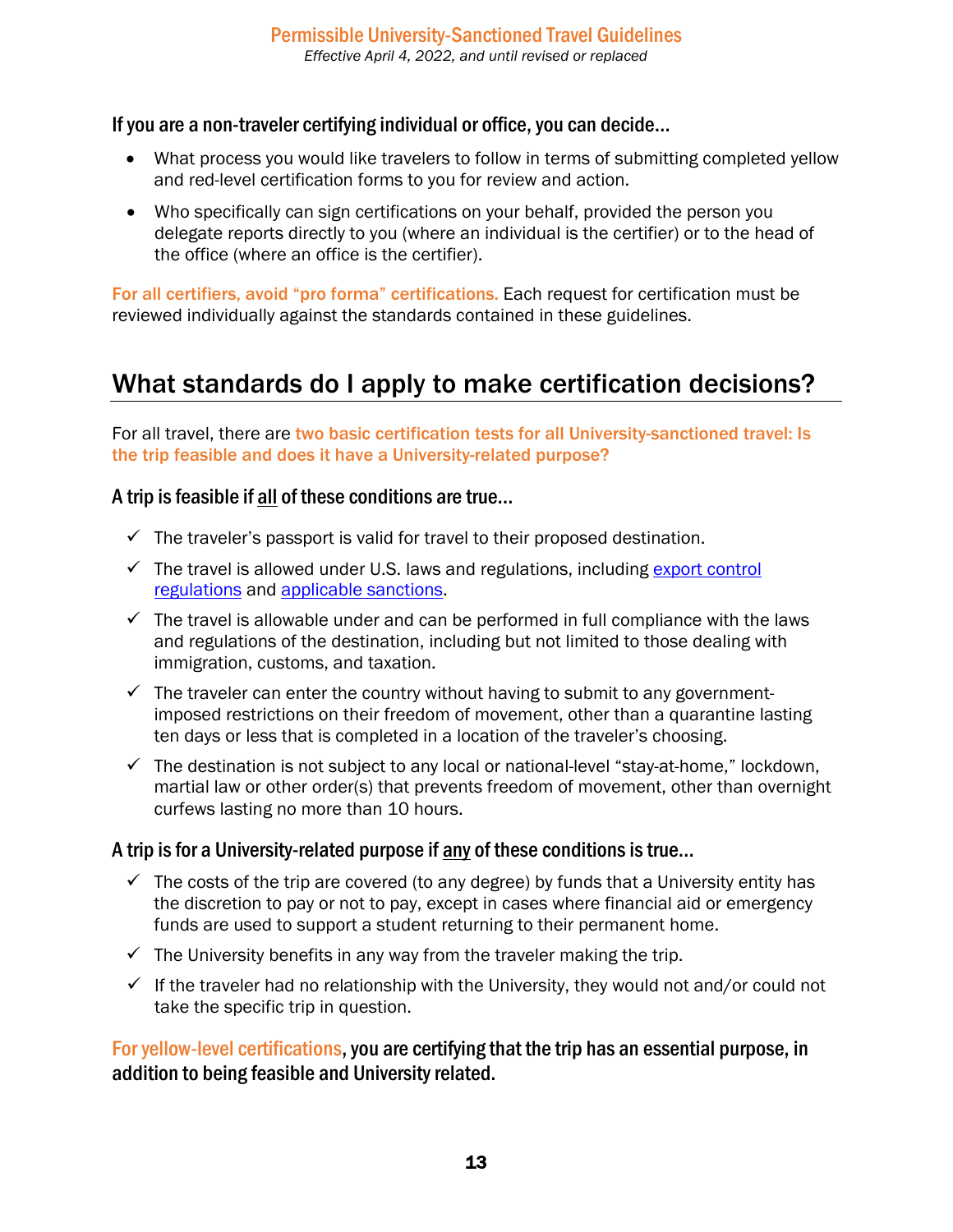**If you are a non-traveler certifying individual or office, you can decide...**

- What process you would like travelers to follow in terms of submitting completed yellow and red-level certification forms to you for review and action.
- Who specifically can sign certifications on your behalf, provided the person you delegate reports directly to you (where an individual is the certifier) or to the head of the office (where an office is the certifier).

**For all certifiers, avoid "pro forma" certifications.** Each request for certification must be reviewed individually against the standards contained in these guidelines.

## What standards do I apply to make certification decisions?

For all travel, there are **two basic certification tests for all University-sanctioned travel: Is the trip feasible and does it have a University-related purpose?**

### A trip is feasible if all of these conditions are true...

- ✓ The traveler's passport is valid for travel to their proposed destination.
- ✓ The travel is allowed under U.S. laws and regulations, including export control regulations and applicable sanctions.
- ✓ The travel is allowable under and can be performed in full compliance with the laws and regulations of the destination, including but not limited to those dealing with immigration, customs, and taxation.
- ✓ The traveler can enter the country without having to submit to any government-imposed restrictions on their freedom of movement, other than a quarantine lasting ten days or less that is completed in a location of the traveler's choosing.
- ✓ The destination is not subject to any local or national-level "stay-at-home," lockdown, martial law or other order(s) that prevents freedom of movement, other than overnight curfews lasting no more than 10 hours.

### A trip is for a University-related purpose if any of these conditions is true...

- ✓ The costs of the trip are covered (to any degree) by funds that a University entity has the discretion to pay or not to pay, except in cases where financial aid or emergency funds are used to support a student returning to their permanent home.
- ✓ The University benefits in any way from the traveler making the trip.
- ✓ If the traveler had no relationship with the University, they would not and/or could not take the specific trip in question.

**For yellow-level certifications, you are certifying that the trip has an essential purpose, in addition to being feasible and University related.**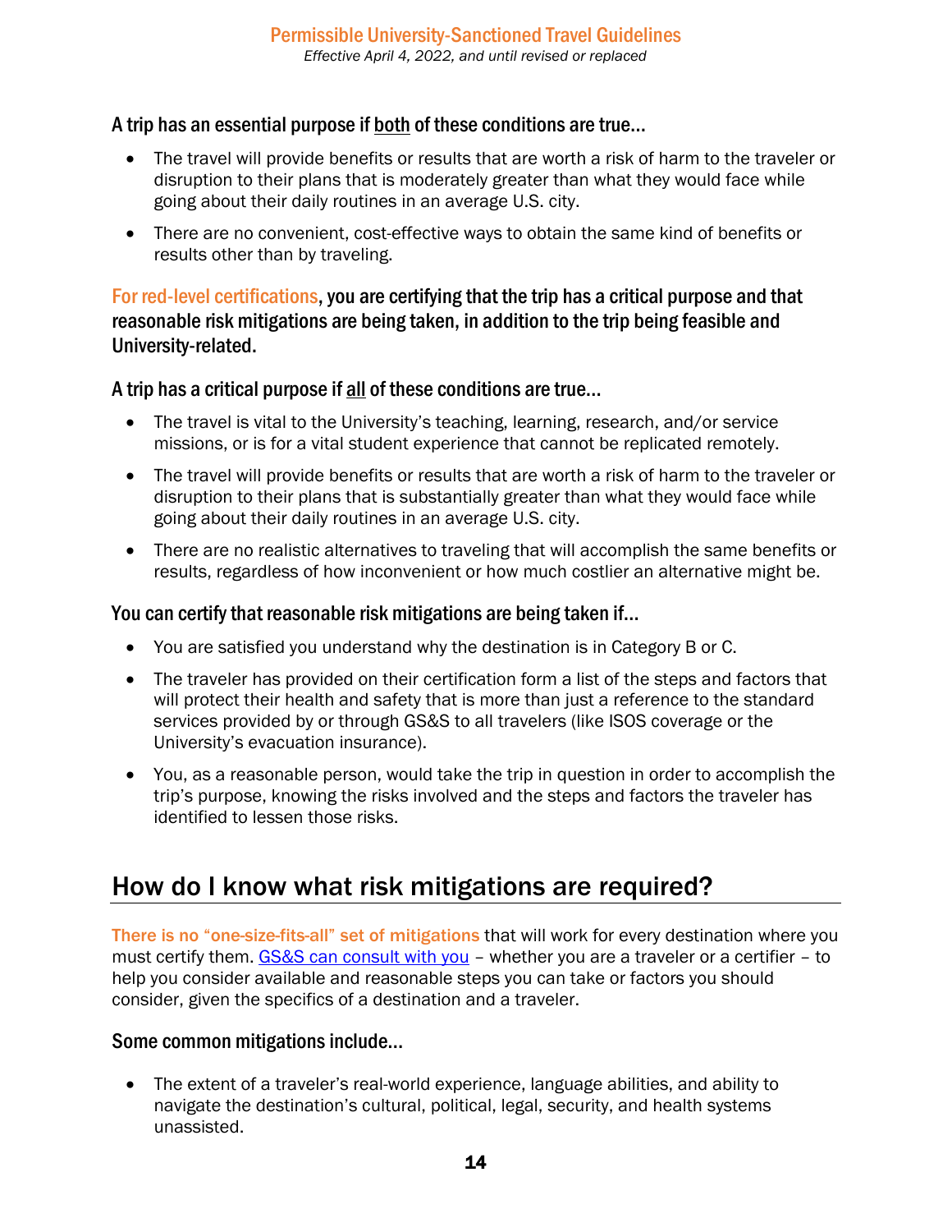A trip has an essential purpose if <u>both</u> of these conditions are true…

- The travel will provide benefits or results that are worth a risk of harm to the traveler or disruption to their plans that is moderately greater than what they would face while going about their daily routines in an average U.S. city.
- There are no convenient, cost-effective ways to obtain the same kind of benefits or results other than by traveling.

**For red-level certifications, you are certifying that the trip has a critical purpose and that reasonable risk mitigations are being taken, in addition to the trip being feasible and University-related.**

A trip has a critical purpose if <u>all</u> of these conditions are true…

- The travel is vital to the University's teaching, learning, research, and/or service missions, or is for a vital student experience that cannot be replicated remotely.
- The travel will provide benefits or results that are worth a risk of harm to the traveler or disruption to their plans that is substantially greater than what they would face while going about their daily routines in an average U.S. city.
- There are no realistic alternatives to traveling that will accomplish the same benefits or results, regardless of how inconvenient or how much costlier an alternative might be.

You can certify that reasonable risk mitigations are being taken if…

- You are satisfied you understand why the destination is in Category B or C.
- The traveler has provided on their certification form a list of the steps and factors that will protect their health and safety that is more than just a reference to the standard services provided by or through GS&S to all travelers (like ISOS coverage or the University's evacuation insurance).
- You, as a reasonable person, would take the trip in question in order to accomplish the trip's purpose, knowing the risks involved and the steps and factors the traveler has identified to lessen those risks.

## How do I know what risk mitigations are required?

**There is no "one-size-fits-all" set of mitigations** that will work for every destination where you must certify them. [GS&S can consult with you](#) – whether you are a traveler or a certifier – to help you consider available and reasonable steps you can take or factors you should consider, given the specifics of a destination and a traveler.

### Some common mitigations include…

- The extent of a traveler's real-world experience, language abilities, and ability to navigate the destination's cultural, political, legal, security, and health systems unassisted.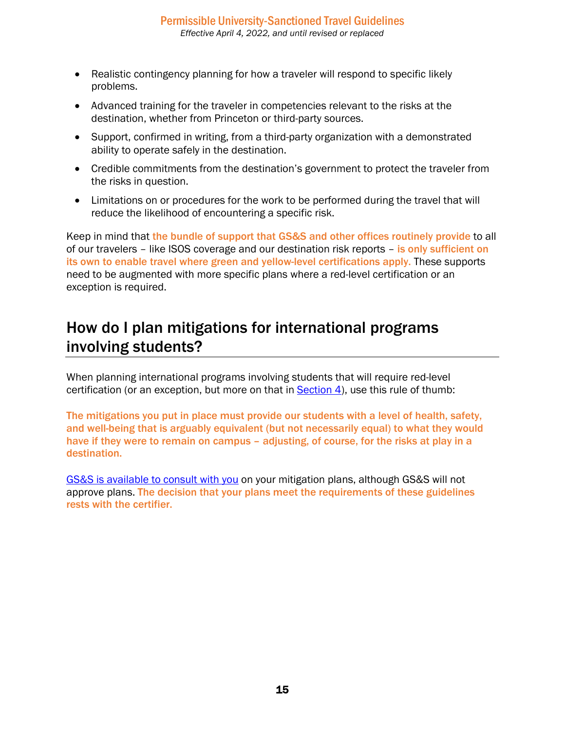- Realistic contingency planning for how a traveler will respond to specific likely problems.
- Advanced training for the traveler in competencies relevant to the risks at the destination, whether from Princeton or third-party sources.
- Support, confirmed in writing, from a third-party organization with a demonstrated ability to operate safely in the destination.
- Credible commitments from the destination's government to protect the traveler from the risks in question.
- Limitations on or procedures for the work to be performed during the travel that will reduce the likelihood of encountering a specific risk.

Keep in mind that **the bundle of support that GS&S and other offices routinely provide** to all of our travelers – like ISOS coverage and our destination risk reports – **is only sufficient on its own to enable travel where green and yellow-level certifications apply.** These supports need to be augmented with more specific plans where a red-level certification or an exception is required.

## How do I plan mitigations for international programs involving students?

When planning international programs involving students that will require red-level certification (or an exception, but more on that in Section 4), use this rule of thumb:

**The mitigations you put in place must provide our students with a level of health, safety, and well-being that is arguably equivalent (but not necessarily equal) to what they would have if they were to remain on campus – adjusting, of course, for the risks at play in a destination.**

GS&S is available to consult with you on your mitigation plans, although GS&S will not approve plans. **The decision that your plans meet the requirements of these guidelines rests with the certifier.**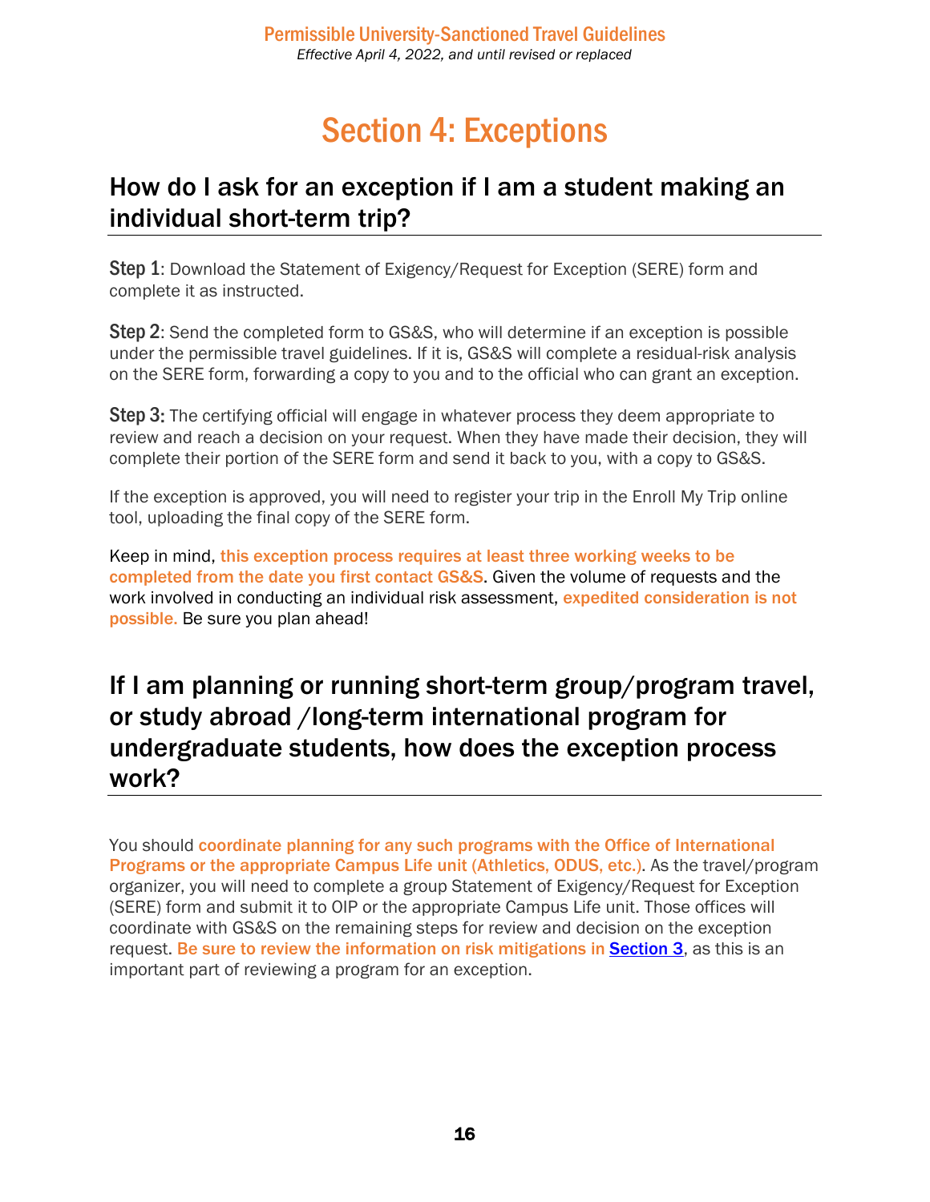# Section 4: Exceptions

## How do I ask for an exception if I am a student making an individual short-term trip?

**Step 1**: Download the Statement of Exigency/Request for Exception (SERE) form and complete it as instructed.

**Step 2**: Send the completed form to GS&S, who will determine if an exception is possible under the permissible travel guidelines. If it is, GS&S will complete a residual-risk analysis on the SERE form, forwarding a copy to you and to the official who can grant an exception.

**Step 3:** The certifying official will engage in whatever process they deem appropriate to review and reach a decision on your request. When they have made their decision, they will complete their portion of the SERE form and send it back to you, with a copy to GS&S.

If the exception is approved, you will need to register your trip in the Enroll My Trip online tool, uploading the final copy of the SERE form.

Keep in mind, **this exception process requires at least three working weeks to be completed from the date you first contact GS&S**. Given the volume of requests and the work involved in conducting an individual risk assessment, **expedited consideration is not possible.** Be sure you plan ahead!

## If I am planning or running short-term group/program travel, or study abroad /long-term international program for undergraduate students, how does the exception process work?

You should **coordinate planning for any such programs with the Office of International Programs or the appropriate Campus Life unit (Athletics, ODUS, etc.)**. As the travel/program organizer, you will need to complete a group Statement of Exigency/Request for Exception (SERE) form and submit it to OIP or the appropriate Campus Life unit. Those offices will coordinate with GS&S on the remaining steps for review and decision on the exception request. **Be sure to review the information on risk mitigations in Section 3**, as this is an important part of reviewing a program for an exception.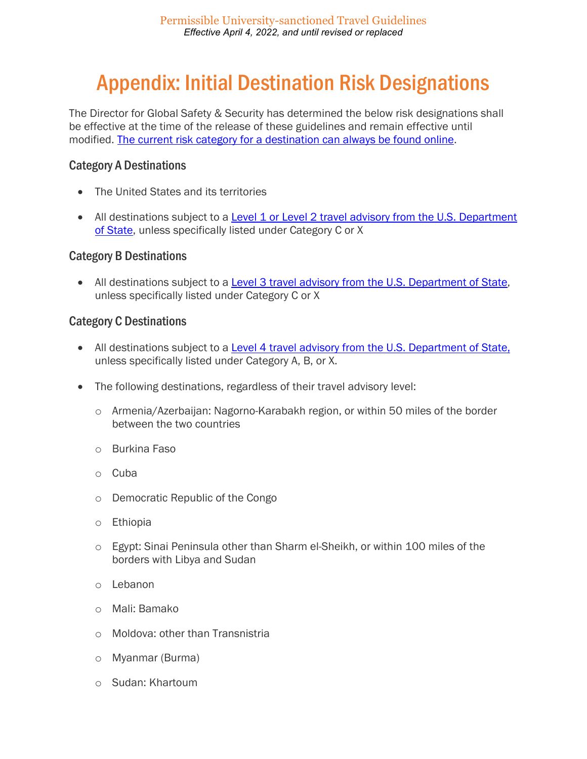# Appendix: Initial Destination Risk Designations

The Director for Global Safety & Security has determined the below risk designations shall be effective at the time of the release of these guidelines and remain effective until modified. The current risk category for a destination can always be found online.

### Category A Destinations

- The United States and its territories
- All destinations subject to a Level 1 or Level 2 travel advisory from the U.S. Department of State, unless specifically listed under Category C or X

### Category B Destinations

- All destinations subject to a Level 3 travel advisory from the U.S. Department of State, unless specifically listed under Category C or X

### Category C Destinations

- All destinations subject to a Level 4 travel advisory from the U.S. Department of State, unless specifically listed under Category A, B, or X.
- The following destinations, regardless of their travel advisory level:
  - Armenia/Azerbaijan: Nagorno-Karabakh region, or within 50 miles of the border between the two countries
  - Burkina Faso
  - Cuba
  - Democratic Republic of the Congo
  - Ethiopia
  - Egypt: Sinai Peninsula other than Sharm el-Sheikh, or within 100 miles of the borders with Libya and Sudan
  - Lebanon
  - Mali: Bamako
  - Moldova: other than Transnistria
  - Myanmar (Burma)
  - Sudan: Khartoum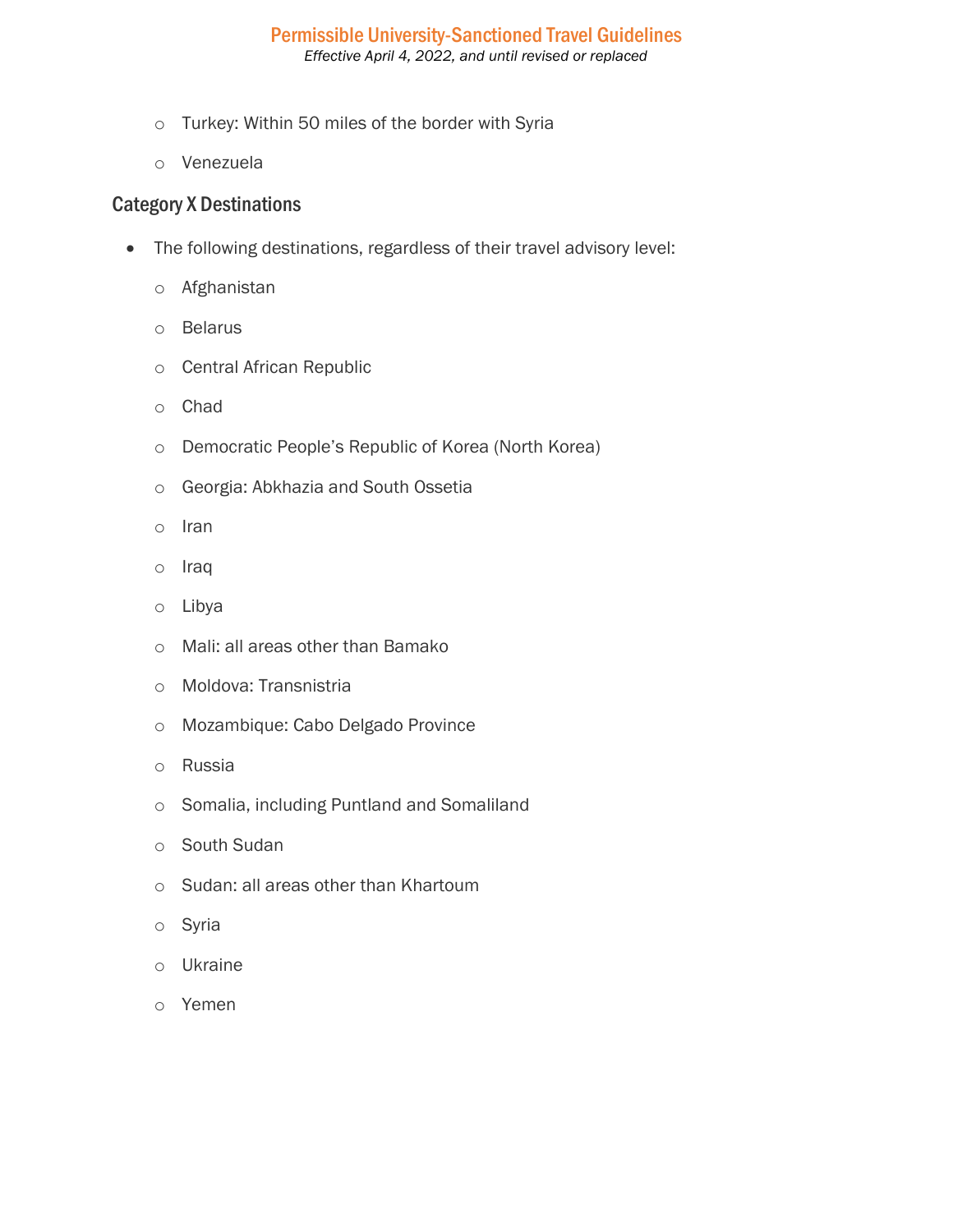- Turkey: Within 50 miles of the border with Syria
- Venezuela

### Category X Destinations

- The following destinations, regardless of their travel advisory level:
  - Afghanistan
  - Belarus
  - Central African Republic
  - Chad
  - Democratic People's Republic of Korea (North Korea)
  - Georgia: Abkhazia and South Ossetia
  - Iran
  - Iraq
  - Libya
  - Mali: all areas other than Bamako
  - Moldova: Transnistria
  - Mozambique: Cabo Delgado Province
  - Russia
  - Somalia, including Puntland and Somaliland
  - South Sudan
  - Sudan: all areas other than Khartoum
  - Syria
  - Ukraine
  - Yemen